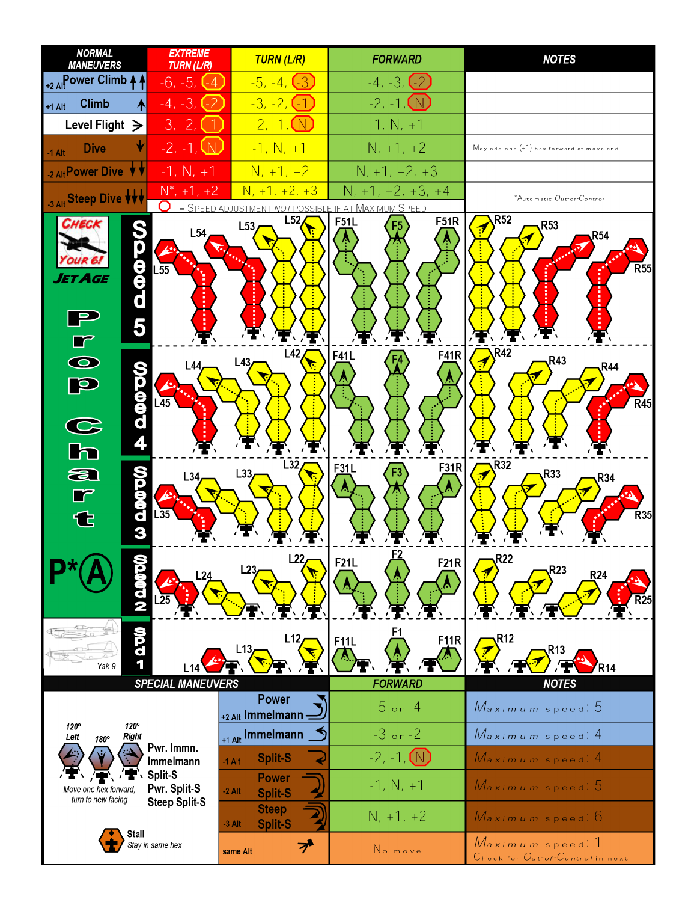| NORMAL MANEUVERS | EXTREME TURN (L/R) | TURN (L/R) | FORWARD | NOTES |
|---|---|---|---|---|
| +2 Alt Power Climb | -6, -5, -4 | -5, -4, -3 | -4, -3, -2 | |
| +1 Alt Climb | -4, -3, -2 | -3, -2, -1 | -2, -1, N | |
| Level Flight | -3, -2, -1 | -2, -1, N | -1, N, +1 | |
| -1 Alt Dive | -2, -1, N | -1, N, +1 | N, +1, +2 | May add one (+1) hex forward at move end |
| -2 Alt Power Dive | -1, N, +1 | N, +1, +2 | N, +1, +2, +3 | |
| -3 Alt Steep Dive | N*, +1, +2 | N, +1, +2, +3 | N, +1, +2, +3, +4 | *Automatic Out-of-Control |

○ = SPEED ADJUSTMENT *NOT* POSSIBLE IF AT MAXIMUM SPEED

CHECK YOUR 6! JET AGE

Prop Chart

P*Ⓐ

Yak-9

Speed 5: L55, L54, L53, L52, F51L, F5, F51R, R52, R53, R54, R55

Speed 4: L45, L44, L43, L42, F41L, F4, F41R, R42, R43, R44, R45

Speed 3: L35, L34, L33, L32, F31L, F3, F31R, R32, R33, R34, R35

Speed 2: L25, L24, L23, L22, F21L, F2, F21R, R22, R23, R24, R25

Spd 1: L14, L13, L12, F11L, F1, F11R, R12, R13, R14

| SPECIAL MANEUVERS | | FORWARD | NOTES |
|---|---|---|---|
| | +2 Alt Power Immelmann | -5 or -4 | Maximum speed: 5 |
| | +1 Alt Immelmann | -3 or -2 | Maximum speed: 4 |
| | -1 Alt Split-S | -2, -1, N | Maximum speed: 4 |
| | -2 Alt Power Split-S | -1, N, +1 | Maximum speed: 5 |
| | -3 Alt Steep Split-S | N, +1, +2 | Maximum speed: 6 |
| | same Alt | No move | Maximum speed: 1<br>Check for Out-of-Control in next |

120° Left, 180°, 120° Right

Move one hex forward, turn to new facing

Pwr. Immn.
Immelmann
Split-S
Pwr. Split-S
Steep Split-S

Stall
Stay in same hex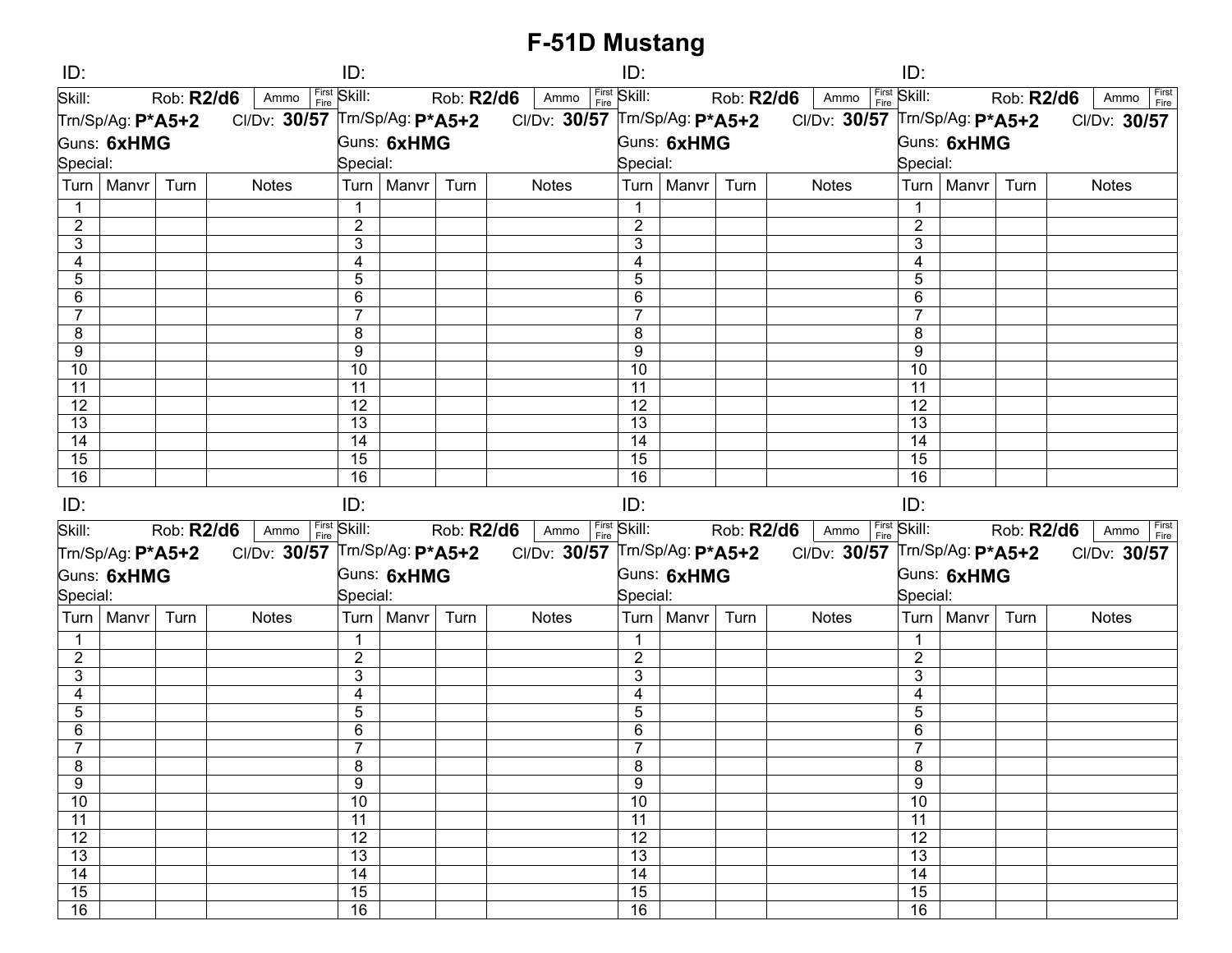# F-51D Mustang

ID:

| Skill: | Rob: **R2/d6** | Ammo | First Fire |
|---|---|---|---|
| Trn/Sp/Ag: **P*A5+2** | Cl/Dv: **30/57** | | |
| Guns: **6xHMG** | | | |
| Special: | | | |

| Turn | Manvr | Turn | Notes |
|---|---|---|---|
| 1 | | | |
| 2 | | | |
| 3 | | | |
| 4 | | | |
| 5 | | | |
| 6 | | | |
| 7 | | | |
| 8 | | | |
| 9 | | | |
| 10 | | | |
| 11 | | | |
| 12 | | | |
| 13 | | | |
| 14 | | | |
| 15 | | | |
| 16 | | | |

ID:

| Skill: | Rob: **R2/d6** | Ammo | First Fire |
|---|---|---|---|
| Trn/Sp/Ag: **P*A5+2** | Cl/Dv: **30/57** | | |
| Guns: **6xHMG** | | | |
| Special: | | | |

| Turn | Manvr | Turn | Notes |
|---|---|---|---|
| 1 | | | |
| 2 | | | |
| 3 | | | |
| 4 | | | |
| 5 | | | |
| 6 | | | |
| 7 | | | |
| 8 | | | |
| 9 | | | |
| 10 | | | |
| 11 | | | |
| 12 | | | |
| 13 | | | |
| 14 | | | |
| 15 | | | |
| 16 | | | |

ID:

| Skill: | Rob: **R2/d6** | Ammo | First Fire |
|---|---|---|---|
| Trn/Sp/Ag: **P*A5+2** | Cl/Dv: **30/57** | | |
| Guns: **6xHMG** | | | |
| Special: | | | |

| Turn | Manvr | Turn | Notes |
|---|---|---|---|
| 1 | | | |
| 2 | | | |
| 3 | | | |
| 4 | | | |
| 5 | | | |
| 6 | | | |
| 7 | | | |
| 8 | | | |
| 9 | | | |
| 10 | | | |
| 11 | | | |
| 12 | | | |
| 13 | | | |
| 14 | | | |
| 15 | | | |
| 16 | | | |

ID:

| Skill: | Rob: **R2/d6** | Ammo | First Fire |
|---|---|---|---|
| Trn/Sp/Ag: **P*A5+2** | Cl/Dv: **30/57** | | |
| Guns: **6xHMG** | | | |
| Special: | | | |

| Turn | Manvr | Turn | Notes |
|---|---|---|---|
| 1 | | | |
| 2 | | | |
| 3 | | | |
| 4 | | | |
| 5 | | | |
| 6 | | | |
| 7 | | | |
| 8 | | | |
| 9 | | | |
| 10 | | | |
| 11 | | | |
| 12 | | | |
| 13 | | | |
| 14 | | | |
| 15 | | | |
| 16 | | | |

ID:

| Skill: | Rob: **R2/d6** | Ammo | First Fire |
|---|---|---|---|
| Trn/Sp/Ag: **P*A5+2** | Cl/Dv: **30/57** | | |
| Guns: **6xHMG** | | | |
| Special: | | | |

| Turn | Manvr | Turn | Notes |
|---|---|---|---|
| 1 | | | |
| 2 | | | |
| 3 | | | |
| 4 | | | |
| 5 | | | |
| 6 | | | |
| 7 | | | |
| 8 | | | |
| 9 | | | |
| 10 | | | |
| 11 | | | |
| 12 | | | |
| 13 | | | |
| 14 | | | |
| 15 | | | |
| 16 | | | |

ID:

| Skill: | Rob: **R2/d6** | Ammo | First Fire |
|---|---|---|---|
| Trn/Sp/Ag: **P*A5+2** | Cl/Dv: **30/57** | | |
| Guns: **6xHMG** | | | |
| Special: | | | |

| Turn | Manvr | Turn | Notes |
|---|---|---|---|
| 1 | | | |
| 2 | | | |
| 3 | | | |
| 4 | | | |
| 5 | | | |
| 6 | | | |
| 7 | | | |
| 8 | | | |
| 9 | | | |
| 10 | | | |
| 11 | | | |
| 12 | | | |
| 13 | | | |
| 14 | | | |
| 15 | | | |
| 16 | | | |

ID:

| Skill: | Rob: **R2/d6** | Ammo | First Fire |
|---|---|---|---|
| Trn/Sp/Ag: **P*A5+2** | Cl/Dv: **30/57** | | |
| Guns: **6xHMG** | | | |
| Special: | | | |

| Turn | Manvr | Turn | Notes |
|---|---|---|---|
| 1 | | | |
| 2 | | | |
| 3 | | | |
| 4 | | | |
| 5 | | | |
| 6 | | | |
| 7 | | | |
| 8 | | | |
| 9 | | | |
| 10 | | | |
| 11 | | | |
| 12 | | | |
| 13 | | | |
| 14 | | | |
| 15 | | | |
| 16 | | | |

ID:

| Skill: | Rob: **R2/d6** | Ammo | First Fire |
|---|---|---|---|
| Trn/Sp/Ag: **P*A5+2** | Cl/Dv: **30/57** | | |
| Guns: **6xHMG** | | | |
| Special: | | | |

| Turn | Manvr | Turn | Notes |
|---|---|---|---|
| 1 | | | |
| 2 | | | |
| 3 | | | |
| 4 | | | |
| 5 | | | |
| 6 | | | |
| 7 | | | |
| 8 | | | |
| 9 | | | |
| 10 | | | |
| 11 | | | |
| 12 | | | |
| 13 | | | |
| 14 | | | |
| 15 | | | |
| 16 | | | |